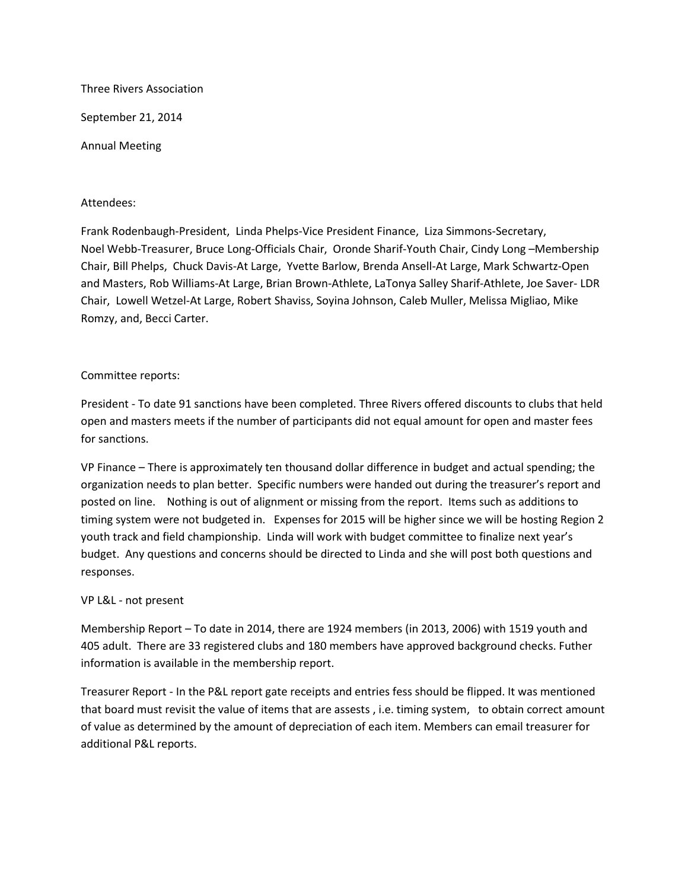Three Rivers Association

September 21, 2014

Annual Meeting

Attendees:

Frank Rodenbaugh-President, Linda Phelps-Vice President Finance, Liza Simmons-Secretary, Noel Webb-Treasurer, Bruce Long-Officials Chair, Oronde Sharif-Youth Chair, Cindy Long –Membership Chair, Bill Phelps, Chuck Davis-At Large, Yvette Barlow, Brenda Ansell-At Large, Mark Schwartz-Open and Masters, Rob Williams-At Large, Brian Brown-Athlete, LaTonya Salley Sharif-Athlete, Joe Saver- LDR Chair, Lowell Wetzel-At Large, Robert Shaviss, Soyina Johnson, Caleb Muller, Melissa Migliao, Mike Romzy, and, Becci Carter.

Committee reports:

President - To date 91 sanctions have been completed. Three Rivers offered discounts to clubs that held open and masters meets if the number of participants did not equal amount for open and master fees for sanctions.

VP Finance – There is approximately ten thousand dollar difference in budget and actual spending; the organization needs to plan better. Specific numbers were handed out during the treasurer's report and posted on line. Nothing is out of alignment or missing from the report. Items such as additions to timing system were not budgeted in. Expenses for 2015 will be higher since we will be hosting Region 2 youth track and field championship. Linda will work with budget committee to finalize next year's budget. Any questions and concerns should be directed to Linda and she will post both questions and responses.

VP L&L - not present

Membership Report – To date in 2014, there are 1924 members (in 2013, 2006) with 1519 youth and 405 adult. There are 33 registered clubs and 180 members have approved background checks. Futher information is available in the membership report.

Treasurer Report - In the P&L report gate receipts and entries fess should be flipped. It was mentioned that board must revisit the value of items that are assests , i.e. timing system, to obtain correct amount of value as determined by the amount of depreciation of each item. Members can email treasurer for additional P&L reports.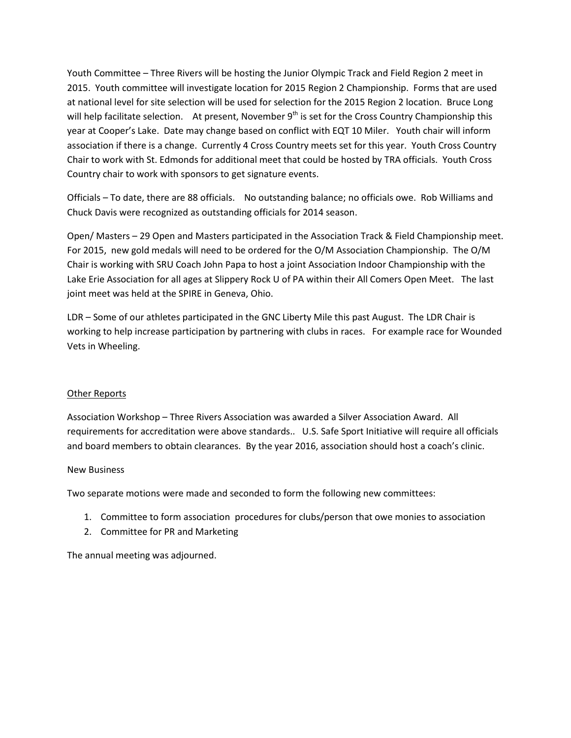Youth Committee – Three Rivers will be hosting the Junior Olympic Track and Field Region 2 meet in 2015. Youth committee will investigate location for 2015 Region 2 Championship. Forms that are used at national level for site selection will be used for selection for the 2015 Region 2 location. Bruce Long will help facilitate selection. At present, November 9th is set for the Cross Country Championship this year at Cooper's Lake. Date may change based on conflict with EQT 10 Miler. Youth chair will inform association if there is a change. Currently 4 Cross Country meets set for this year. Youth Cross Country Chair to work with St. Edmonds for additional meet that could be hosted by TRA officials. Youth Cross Country chair to work with sponsors to get signature events.

Officials – To date, there are 88 officials. No outstanding balance; no officials owe. Rob Williams and Chuck Davis were recognized as outstanding officials for 2014 season.

Open/ Masters – 29 Open and Masters participated in the Association Track & Field Championship meet. For 2015, new gold medals will need to be ordered for the O/M Association Championship. The O/M Chair is working with SRU Coach John Papa to host a joint Association Indoor Championship with the Lake Erie Association for all ages at Slippery Rock U of PA within their All Comers Open Meet. The last joint meet was held at the SPIRE in Geneva, Ohio.

LDR – Some of our athletes participated in the GNC Liberty Mile this past August. The LDR Chair is working to help increase participation by partnering with clubs in races. For example race for Wounded Vets in Wheeling.

<u>Other Reports</u>

Association Workshop – Three Rivers Association was awarded a Silver Association Award. All requirements for accreditation were above standards.. U.S. Safe Sport Initiative will require all officials and board members to obtain clearances. By the year 2016, association should host a coach's clinic.

New Business

Two separate motions were made and seconded to form the following new committees:

1. Committee to form association procedures for clubs/person that owe monies to association
2. Committee for PR and Marketing

The annual meeting was adjourned.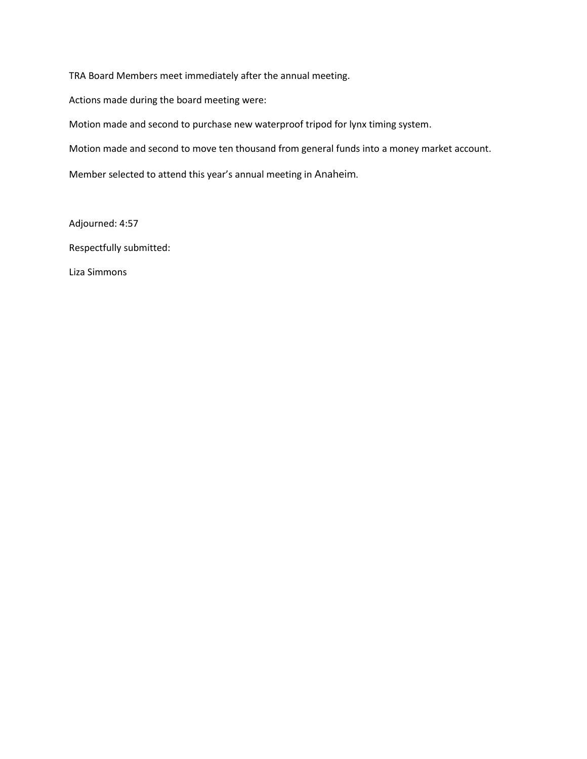TRA Board Members meet immediately after the annual meeting.

Actions made during the board meeting were:

Motion made and second to purchase new waterproof tripod for lynx timing system.

Motion made and second to move ten thousand from general funds into a money market account.

Member selected to attend this year's annual meeting in Anaheim.

Adjourned: 4:57

Respectfully submitted:

Liza Simmons